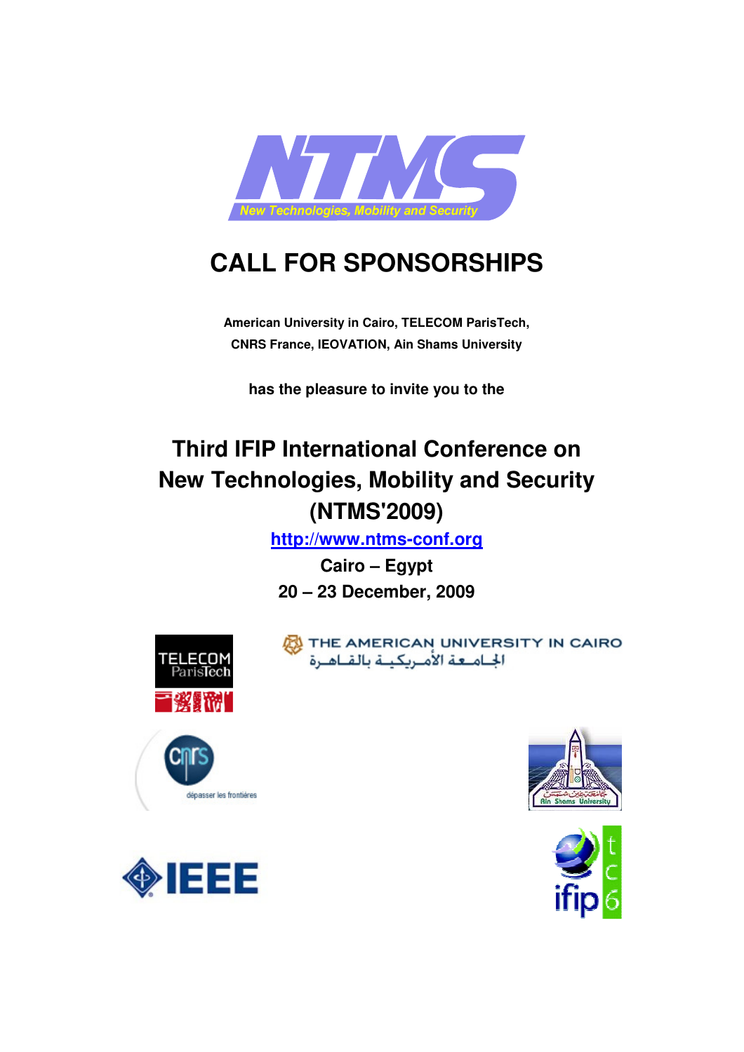NTMS

*New Technologies, Mobility and Security*

# CALL FOR SPONSORSHIPS

**American University in Cairo, TELECOM ParisTech, CNRS France, IEOVATION, Ain Shams University**

**has the pleasure to invite you to the**

## Third IFIP International Conference on New Technologies, Mobility and Security (NTMS'2009)

**http://www.ntms-conf.org**

**Cairo – Egypt**

**20 – 23 December, 2009**

TELECOM ParisTech

THE AMERICAN UNIVERSITY IN CAIRO

الجامعة الأمريكية بالقاهرة

cnrs dépasser les frontières

Ain Shams University

IEEE

ifip tc6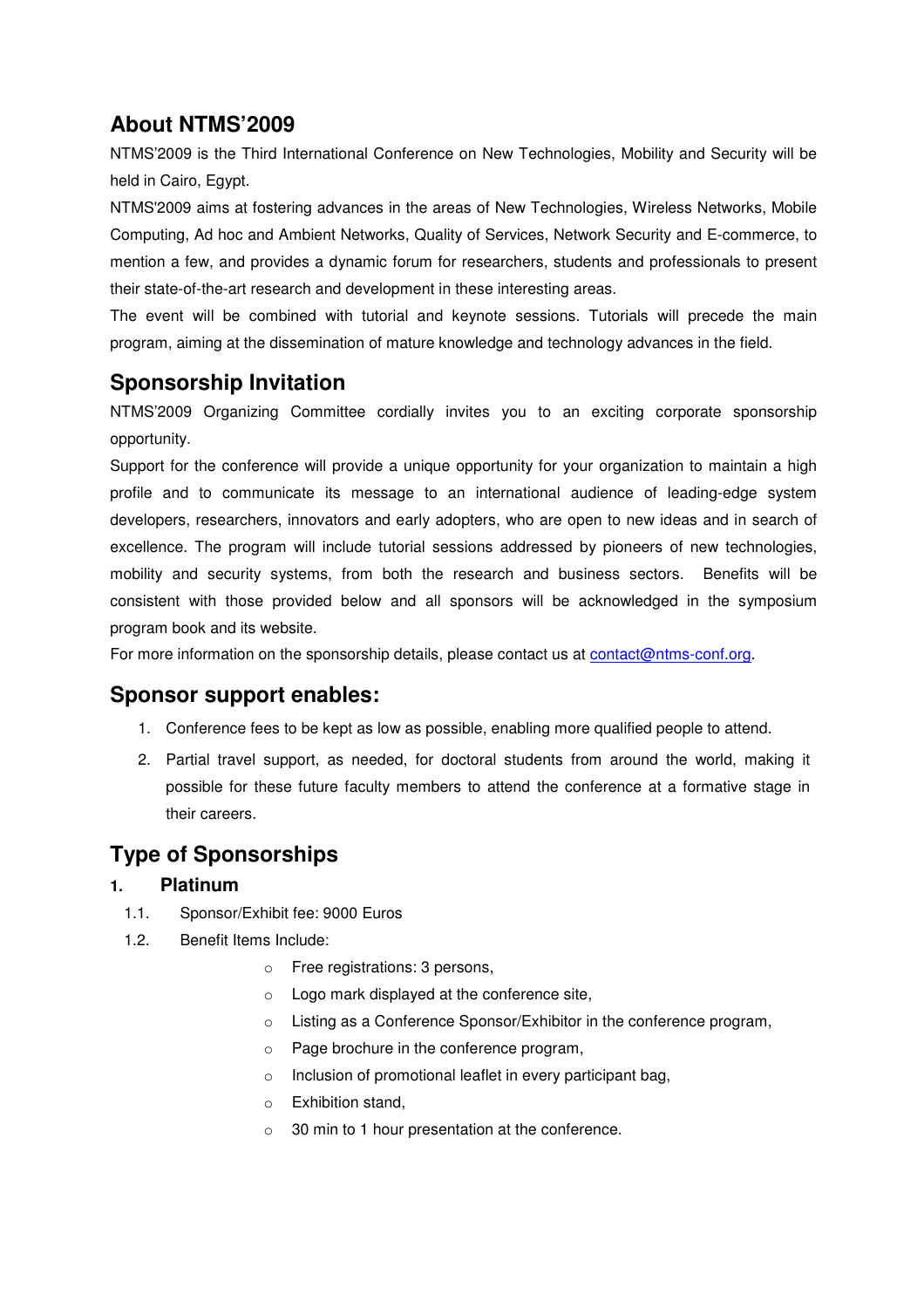## About NTMS'2009

NTMS'2009 is the Third International Conference on New Technologies, Mobility and Security will be held in Cairo, Egypt.

NTMS'2009 aims at fostering advances in the areas of New Technologies, Wireless Networks, Mobile Computing, Ad hoc and Ambient Networks, Quality of Services, Network Security and E-commerce, to mention a few, and provides a dynamic forum for researchers, students and professionals to present their state-of-the-art research and development in these interesting areas.

The event will be combined with tutorial and keynote sessions. Tutorials will precede the main program, aiming at the dissemination of mature knowledge and technology advances in the field.

## Sponsorship Invitation

NTMS'2009 Organizing Committee cordially invites you to an exciting corporate sponsorship opportunity.

Support for the conference will provide a unique opportunity for your organization to maintain a high profile and to communicate its message to an international audience of leading-edge system developers, researchers, innovators and early adopters, who are open to new ideas and in search of excellence. The program will include tutorial sessions addressed by pioneers of new technologies, mobility and security systems, from both the research and business sectors. Benefits will be consistent with those provided below and all sponsors will be acknowledged in the symposium program book and its website.

For more information on the sponsorship details, please contact us at contact@ntms-conf.org.

## Sponsor support enables:

1. Conference fees to be kept as low as possible, enabling more qualified people to attend.
2. Partial travel support, as needed, for doctoral students from around the world, making it possible for these future faculty members to attend the conference at a formative stage in their careers.

## Type of Sponsorships

### 1. Platinum

1.1. Sponsor/Exhibit fee: 9000 Euros

1.2. Benefit Items Include:

- Free registrations: 3 persons,
- Logo mark displayed at the conference site,
- Listing as a Conference Sponsor/Exhibitor in the conference program,
- Page brochure in the conference program,
- Inclusion of promotional leaflet in every participant bag,
- Exhibition stand,
- 30 min to 1 hour presentation at the conference.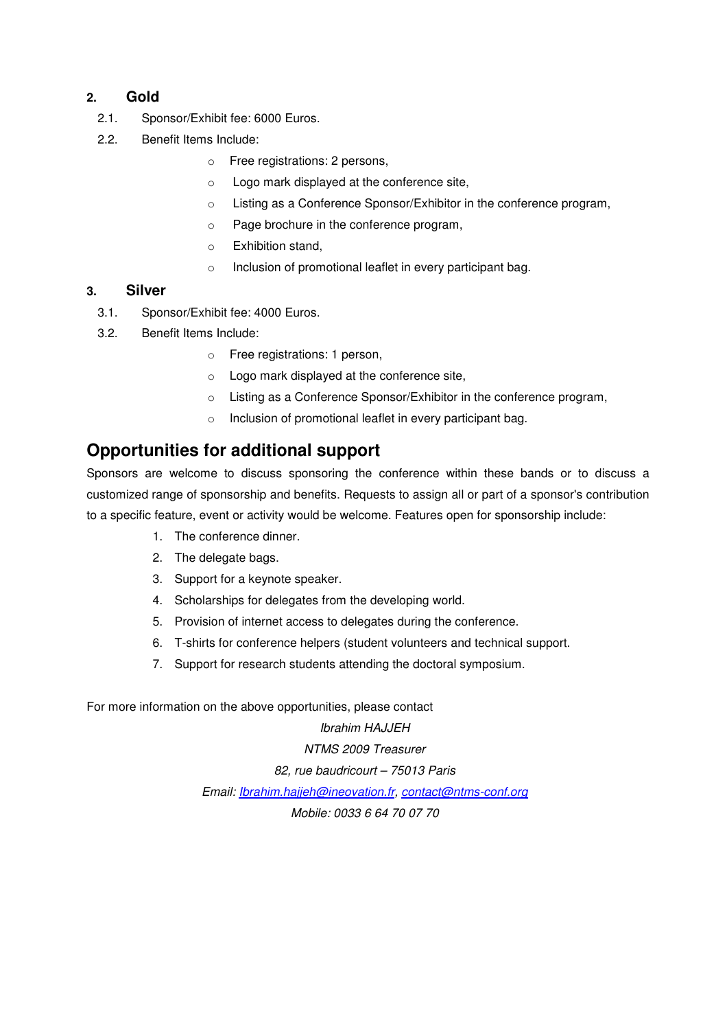## 2. Gold

2.1. Sponsor/Exhibit fee: 6000 Euros.

2.2. Benefit Items Include:

- Free registrations: 2 persons,
- Logo mark displayed at the conference site,
- Listing as a Conference Sponsor/Exhibitor in the conference program,
- Page brochure in the conference program,
- Exhibition stand,
- Inclusion of promotional leaflet in every participant bag.

## 3. Silver

3.1. Sponsor/Exhibit fee: 4000 Euros.

3.2. Benefit Items Include:

- Free registrations: 1 person,
- Logo mark displayed at the conference site,
- Listing as a Conference Sponsor/Exhibitor in the conference program,
- Inclusion of promotional leaflet in every participant bag.

# Opportunities for additional support

Sponsors are welcome to discuss sponsoring the conference within these bands or to discuss a customized range of sponsorship and benefits. Requests to assign all or part of a sponsor's contribution to a specific feature, event or activity would be welcome. Features open for sponsorship include:

1. The conference dinner.
2. The delegate bags.
3. Support for a keynote speaker.
4. Scholarships for delegates from the developing world.
5. Provision of internet access to delegates during the conference.
6. T-shirts for conference helpers (student volunteers and technical support.
7. Support for research students attending the doctoral symposium.

For more information on the above opportunities, please contact

*Ibrahim HAJJEH*

*NTMS 2009 Treasurer*

*82, rue baudricourt – 75013 Paris*

*Email: Ibrahim.hajjeh@ineovation.fr, contact@ntms-conf.org*

*Mobile: 0033 6 64 70 07 70*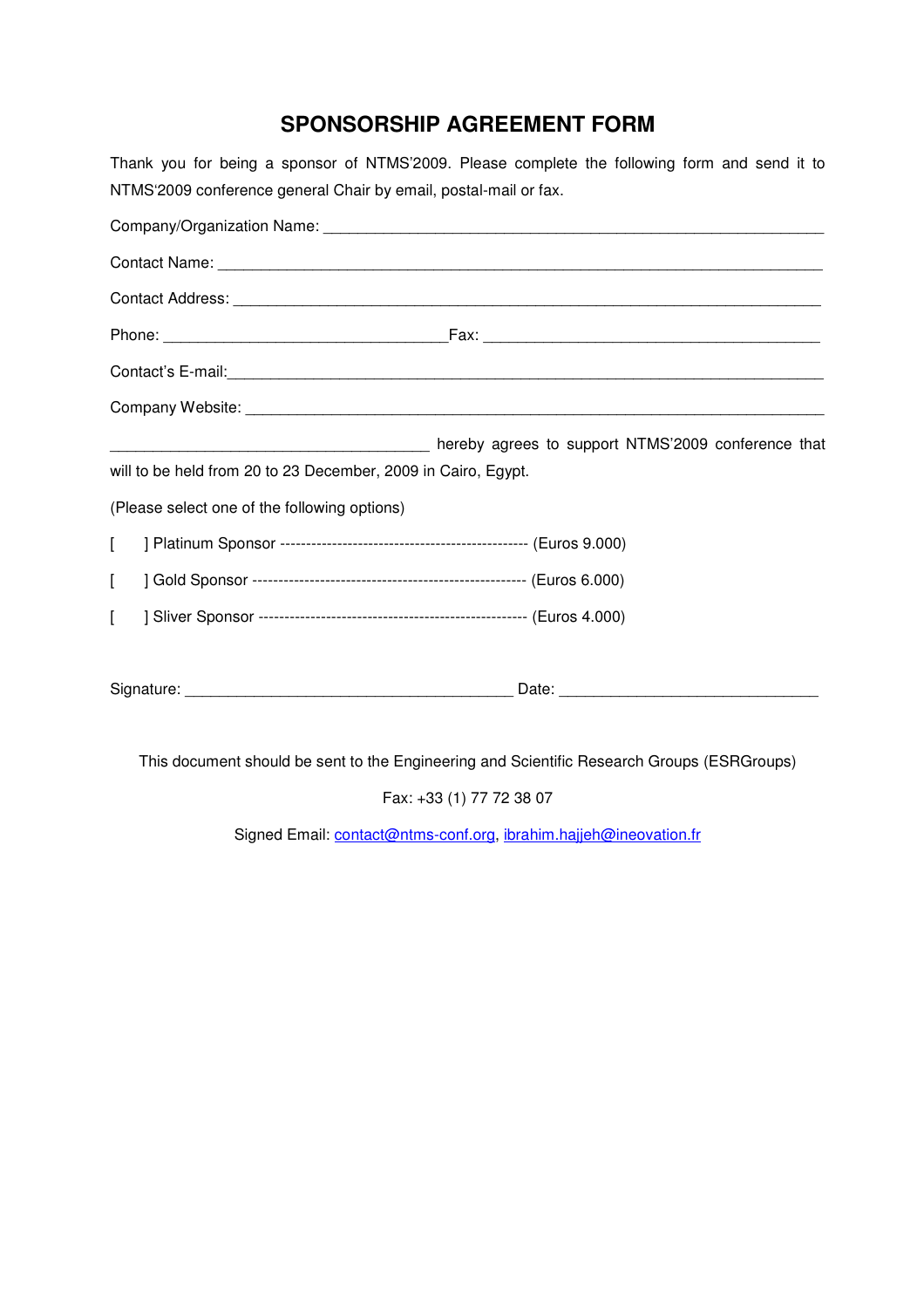# SPONSORSHIP AGREEMENT FORM

Thank you for being a sponsor of NTMS'2009. Please complete the following form and send it to NTMS'2009 conference general Chair by email, postal-mail or fax.

Company/Organization Name: ____________________________________________________________

Contact Name: ________________________________________________________________________

Contact Address: ______________________________________________________________________

Phone: _________________________________Fax: _______________________________________

Contact's E-mail:______________________________________________________________________

Company Website: _____________________________________________________________________

____________________________________ hereby agrees to support NTMS'2009 conference that will to be held from 20 to 23 December, 2009 in Cairo, Egypt.

(Please select one of the following options)

[ ] Platinum Sponsor ------------------------------------------------ (Euros 9.000)

[ ] Gold Sponsor ----------------------------------------------------- (Euros 6.000)

[ ] Sliver Sponsor --------------------------------------------------- (Euros 4.000)

Signature: _____________________________________ Date: ______________________________

This document should be sent to the Engineering and Scientific Research Groups (ESRGroups)

Fax: +33 (1) 77 72 38 07

Signed Email: contact@ntms-conf.org, ibrahim.hajjeh@ineovation.fr